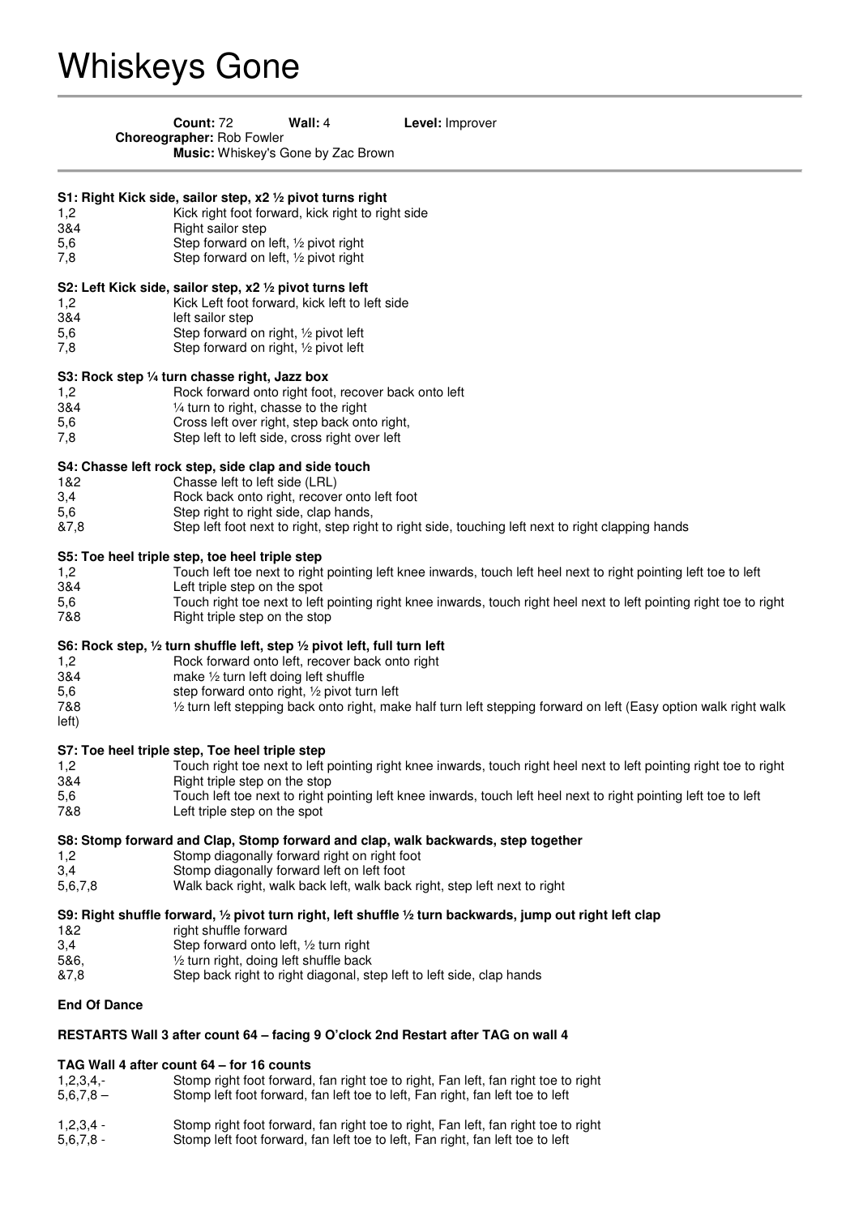# Whiskeys Gone

**Count:** 72 **Wall:** 4 **Level:** Improver
**Choreographer:** Rob Fowler
**Music:** Whiskey's Gone by Zac Brown

---

**S1: Right Kick side, sailor step, x2 ½ pivot turns right**

| | |
|---|---|
| 1,2 | Kick right foot forward, kick right to right side |
| 3&4 | Right sailor step |
| 5,6 | Step forward on left, ½ pivot right |
| 7,8 | Step forward on left, ½ pivot right |

**S2: Left Kick side, sailor step, x2 ½ pivot turns left**

| | |
|---|---|
| 1,2 | Kick Left foot forward, kick left to left side |
| 3&4 | left sailor step |
| 5,6 | Step forward on right, ½ pivot left |
| 7,8 | Step forward on right, ½ pivot left |

**S3: Rock step ¼ turn chasse right, Jazz box**

| | |
|---|---|
| 1,2 | Rock forward onto right foot, recover back onto left |
| 3&4 | ¼ turn to right, chasse to the right |
| 5,6 | Cross left over right, step back onto right, |
| 7,8 | Step left to left side, cross right over left |

**S4: Chasse left rock step, side clap and side touch**

| | |
|---|---|
| 1&2 | Chasse left to left side (LRL) |
| 3,4 | Rock back onto right, recover onto left foot |
| 5,6 | Step right to right side, clap hands, |
| &7,8 | Step left foot next to right, step right to right side, touching left next to right clapping hands |

**S5: Toe heel triple step, toe heel triple step**

| | |
|---|---|
| 1,2 | Touch left toe next to right pointing left knee inwards, touch left heel next to right pointing left toe to left |
| 3&4 | Left triple step on the spot |
| 5,6 | Touch right toe next to left pointing right knee inwards, touch right heel next to left pointing right toe to right |
| 7&8 | Right triple step on the stop |

**S6: Rock step, ½ turn shuffle left, step ½ pivot left, full turn left**

| | |
|---|---|
| 1,2 | Rock forward onto left, recover back onto right |
| 3&4 | make ½ turn left doing left shuffle |
| 5,6 | step forward onto right, ½ pivot turn left |
| 7&8 | ½ turn left stepping back onto right, make half turn left stepping forward on left (Easy option walk right walk left) |

**S7: Toe heel triple step, Toe heel triple step**

| | |
|---|---|
| 1,2 | Touch right toe next to left pointing right knee inwards, touch right heel next to left pointing right toe to right |
| 3&4 | Right triple step on the stop |
| 5,6 | Touch left toe next to right pointing left knee inwards, touch left heel next to right pointing left toe to left |
| 7&8 | Left triple step on the spot |

**S8: Stomp forward and Clap, Stomp forward and clap, walk backwards, step together**

| | |
|---|---|
| 1,2 | Stomp diagonally forward right on right foot |
| 3,4 | Stomp diagonally forward left on left foot |
| 5,6,7,8 | Walk back right, walk back left, walk back right, step left next to right |

**S9: Right shuffle forward, ½ pivot turn right, left shuffle ½ turn backwards, jump out right left clap**

| | |
|---|---|
| 1&2 | right shuffle forward |
| 3,4 | Step forward onto left, ½ turn right |
| 5&6, | ½ turn right, doing left shuffle back |
| &7,8 | Step back right to right diagonal, step left to left side, clap hands |

**End Of Dance**

**RESTARTS Wall 3 after count 64 – facing 9 O'clock 2nd Restart after TAG on wall 4**

**TAG Wall 4 after count 64 – for 16 counts**

| | |
|---|---|
| 1,2,3,4,- | Stomp right foot forward, fan right toe to right, Fan left, fan right toe to right |
| 5,6,7,8 – | Stomp left foot forward, fan left toe to left, Fan right, fan left toe to left |
| 1,2,3,4 - | Stomp right foot forward, fan right toe to right, Fan left, fan right toe to right |
| 5,6,7,8 - | Stomp left foot forward, fan left toe to left, Fan right, fan left toe to left |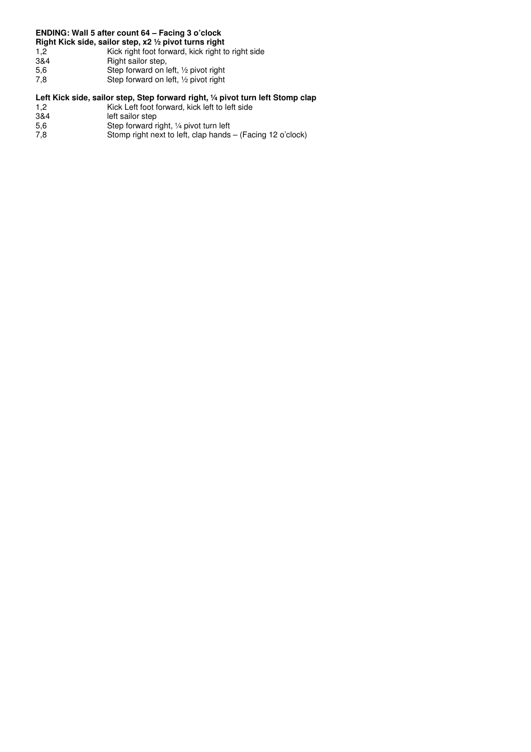**ENDING: Wall 5 after count 64 – Facing 3 o'clock**

**Right Kick side, sailor step, x2 ½ pivot turns right**

| | |
|---|---|
| 1,2 | Kick right foot forward, kick right to right side |
| 3&4 | Right sailor step, |
| 5,6 | Step forward on left, ½ pivot right |
| 7,8 | Step forward on left, ½ pivot right |

**Left Kick side, sailor step, Step forward right, ¼ pivot turn left Stomp clap**

| | |
|---|---|
| 1,2 | Kick Left foot forward, kick left to left side |
| 3&4 | left sailor step |
| 5,6 | Step forward right, ¼ pivot turn left |
| 7,8 | Stomp right next to left, clap hands – (Facing 12 o'clock) |